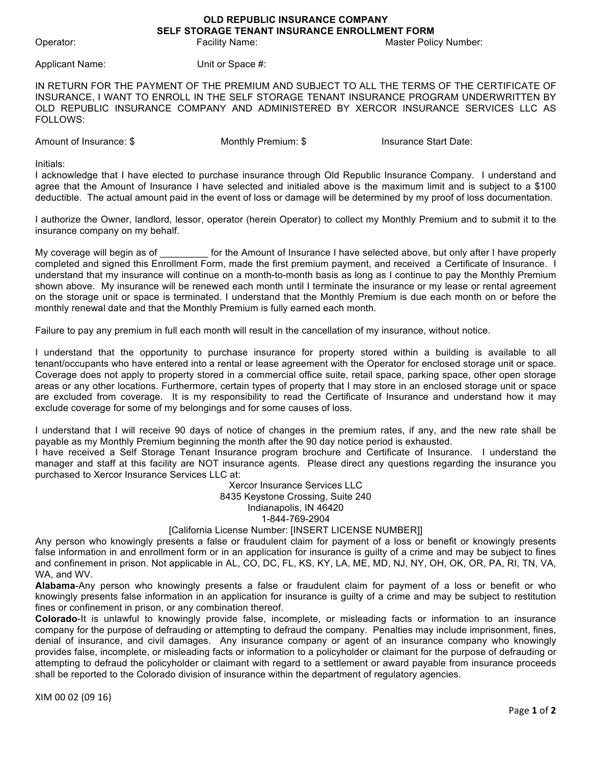# OLD REPUBLIC INSURANCE COMPANY
## SELF STORAGE TENANT INSURANCE ENROLLMENT FORM

Operator: Facility Name: Master Policy Number:

Applicant Name: Unit or Space #:

IN RETURN FOR THE PAYMENT OF THE PREMIUM AND SUBJECT TO ALL THE TERMS OF THE CERTIFICATE OF INSURANCE, I WANT TO ENROLL IN THE SELF STORAGE TENANT INSURANCE PROGRAM UNDERWRITTEN BY OLD REPUBLIC INSURANCE COMPANY AND ADMINISTERED BY XERCOR INSURANCE SERVICES LLC AS FOLLOWS:

Amount of Insurance: $ Monthly Premium: $ Insurance Start Date:

Initials:
I acknowledge that I have elected to purchase insurance through Old Republic Insurance Company. I understand and agree that the Amount of Insurance I have selected and initialed above is the maximum limit and is subject to a $100 deductible. The actual amount paid in the event of loss or damage will be determined by my proof of loss documentation.

I authorize the Owner, landlord, lessor, operator (herein Operator) to collect my Monthly Premium and to submit it to the insurance company on my behalf.

My coverage will begin as of _________ for the Amount of Insurance I have selected above, but only after I have properly completed and signed this Enrollment Form, made the first premium payment, and received a Certificate of Insurance. I understand that my insurance will continue on a month-to-month basis as long as I continue to pay the Monthly Premium shown above. My insurance will be renewed each month until I terminate the insurance or my lease or rental agreement on the storage unit or space is terminated. I understand that the Monthly Premium is due each month on or before the monthly renewal date and that the Monthly Premium is fully earned each month.

Failure to pay any premium in full each month will result in the cancellation of my insurance, without notice.

I understand that the opportunity to purchase insurance for property stored within a building is available to all tenant/occupants who have entered into a rental or lease agreement with the Operator for enclosed storage unit or space. Coverage does not apply to property stored in a commercial office suite, retail space, parking space, other open storage areas or any other locations. Furthermore, certain types of property that I may store in an enclosed storage unit or space are excluded from coverage. It is my responsibility to read the Certificate of Insurance and understand how it may exclude coverage for some of my belongings and for some causes of loss.

I understand that I will receive 90 days of notice of changes in the premium rates, if any, and the new rate shall be payable as my Monthly Premium beginning the month after the 90 day notice period is exhausted.
I have received a Self Storage Tenant Insurance program brochure and Certificate of Insurance. I understand the manager and staff at this facility are NOT insurance agents. Please direct any questions regarding the insurance you purchased to Xercor Insurance Services LLC at:

Xercor Insurance Services LLC
8435 Keystone Crossing, Suite 240
Indianapolis, IN 46420
1-844-769-2904
[California License Number: [INSERT LICENSE NUMBER]]

Any person who knowingly presents a false or fraudulent claim for payment of a loss or benefit or knowingly presents false information in and enrollment form or in an application for insurance is guilty of a crime and may be subject to fines and confinement in prison. Not applicable in AL, CO, DC, FL, KS, KY, LA, ME, MD, NJ, NY, OH, OK, OR, PA, RI, TN, VA, WA, and WV.

**Alabama**-Any person who knowingly presents a false or fraudulent claim for payment of a loss or benefit or who knowingly presents false information in an application for insurance is guilty of a crime and may be subject to restitution fines or confinement in prison, or any combination thereof.

**Colorado**-It is unlawful to knowingly provide false, incomplete, or misleading facts or information to an insurance company for the purpose of defrauding or attempting to defraud the company. Penalties may include imprisonment, fines, denial of insurance, and civil damages. Any insurance company or agent of an insurance company who knowingly provides false, incomplete, or misleading facts or information to a policyholder or claimant for the purpose of defrauding or attempting to defraud the policyholder or claimant with regard to a settlement or award payable from insurance proceeds shall be reported to the Colorado division of insurance within the department of regulatory agencies.

XIM 00 02 (09 16)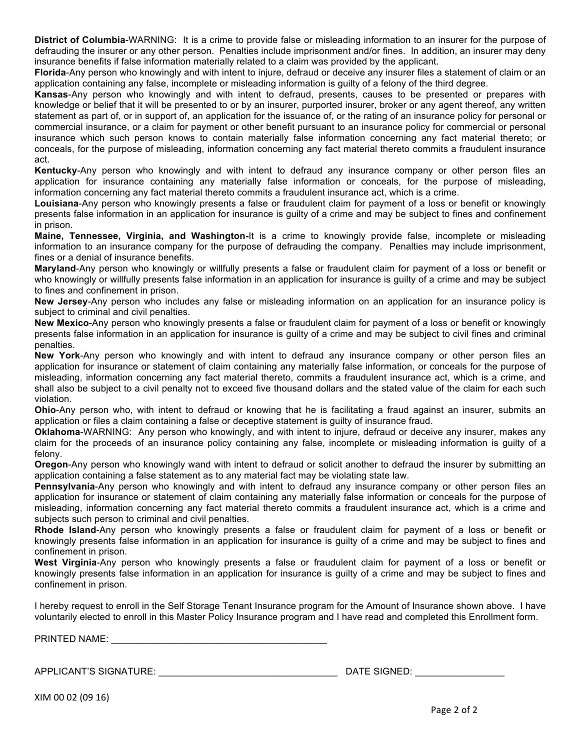**District of Columbia**-WARNING: It is a crime to provide false or misleading information to an insurer for the purpose of defrauding the insurer or any other person. Penalties include imprisonment and/or fines. In addition, an insurer may deny insurance benefits if false information materially related to a claim was provided by the applicant.

**Florida**-Any person who knowingly and with intent to injure, defraud or deceive any insurer files a statement of claim or an application containing any false, incomplete or misleading information is guilty of a felony of the third degree.

**Kansas**-Any person who knowingly and with intent to defraud, presents, causes to be presented or prepares with knowledge or belief that it will be presented to or by an insurer, purported insurer, broker or any agent thereof, any written statement as part of, or in support of, an application for the issuance of, or the rating of an insurance policy for personal or commercial insurance, or a claim for payment or other benefit pursuant to an insurance policy for commercial or personal insurance which such person knows to contain materially false information concerning any fact material thereto; or conceals, for the purpose of misleading, information concerning any fact material thereto commits a fraudulent insurance act.

**Kentucky**-Any person who knowingly and with intent to defraud any insurance company or other person files an application for insurance containing any materially false information or conceals, for the purpose of misleading, information concerning any fact material thereto commits a fraudulent insurance act, which is a crime.

**Louisiana**-Any person who knowingly presents a false or fraudulent claim for payment of a loss or benefit or knowingly presents false information in an application for insurance is guilty of a crime and may be subject to fines and confinement in prison.

**Maine, Tennessee, Virginia, and Washington-**It is a crime to knowingly provide false, incomplete or misleading information to an insurance company for the purpose of defrauding the company. Penalties may include imprisonment, fines or a denial of insurance benefits.

**Maryland**-Any person who knowingly or willfully presents a false or fraudulent claim for payment of a loss or benefit or who knowingly or willfully presents false information in an application for insurance is guilty of a crime and may be subject to fines and confinement in prison.

**New Jersey**-Any person who includes any false or misleading information on an application for an insurance policy is subject to criminal and civil penalties.

**New Mexico**-Any person who knowingly presents a false or fraudulent claim for payment of a loss or benefit or knowingly presents false information in an application for insurance is guilty of a crime and may be subject to civil fines and criminal penalties.

**New York**-Any person who knowingly and with intent to defraud any insurance company or other person files an application for insurance or statement of claim containing any materially false information, or conceals for the purpose of misleading, information concerning any fact material thereto, commits a fraudulent insurance act, which is a crime, and shall also be subject to a civil penalty not to exceed five thousand dollars and the stated value of the claim for each such violation.

**Ohio**-Any person who, with intent to defraud or knowing that he is facilitating a fraud against an insurer, submits an application or files a claim containing a false or deceptive statement is guilty of insurance fraud.

**Oklahoma**-WARNING: Any person who knowingly, and with intent to injure, defraud or deceive any insurer, makes any claim for the proceeds of an insurance policy containing any false, incomplete or misleading information is guilty of a felony.

**Oregon**-Any person who knowingly wand with intent to defraud or solicit another to defraud the insurer by submitting an application containing a false statement as to any material fact may be violating state law.

**Pennsylvania**-Any person who knowingly and with intent to defraud any insurance company or other person files an application for insurance or statement of claim containing any materially false information or conceals for the purpose of misleading, information concerning any fact material thereto commits a fraudulent insurance act, which is a crime and subjects such person to criminal and civil penalties.

**Rhode Island**-Any person who knowingly presents a false or fraudulent claim for payment of a loss or benefit or knowingly presents false information in an application for insurance is guilty of a crime and may be subject to fines and confinement in prison.

**West Virginia**-Any person who knowingly presents a false or fraudulent claim for payment of a loss or benefit or knowingly presents false information in an application for insurance is guilty of a crime and may be subject to fines and confinement in prison.

I hereby request to enroll in the Self Storage Tenant Insurance program for the Amount of Insurance shown above. I have voluntarily elected to enroll in this Master Policy Insurance program and I have read and completed this Enrollment form.

PRINTED NAME: ________________________________________

APPLICANT'S SIGNATURE: ________________________________ DATE SIGNED: ________________

XIM 00 02 (09 16)